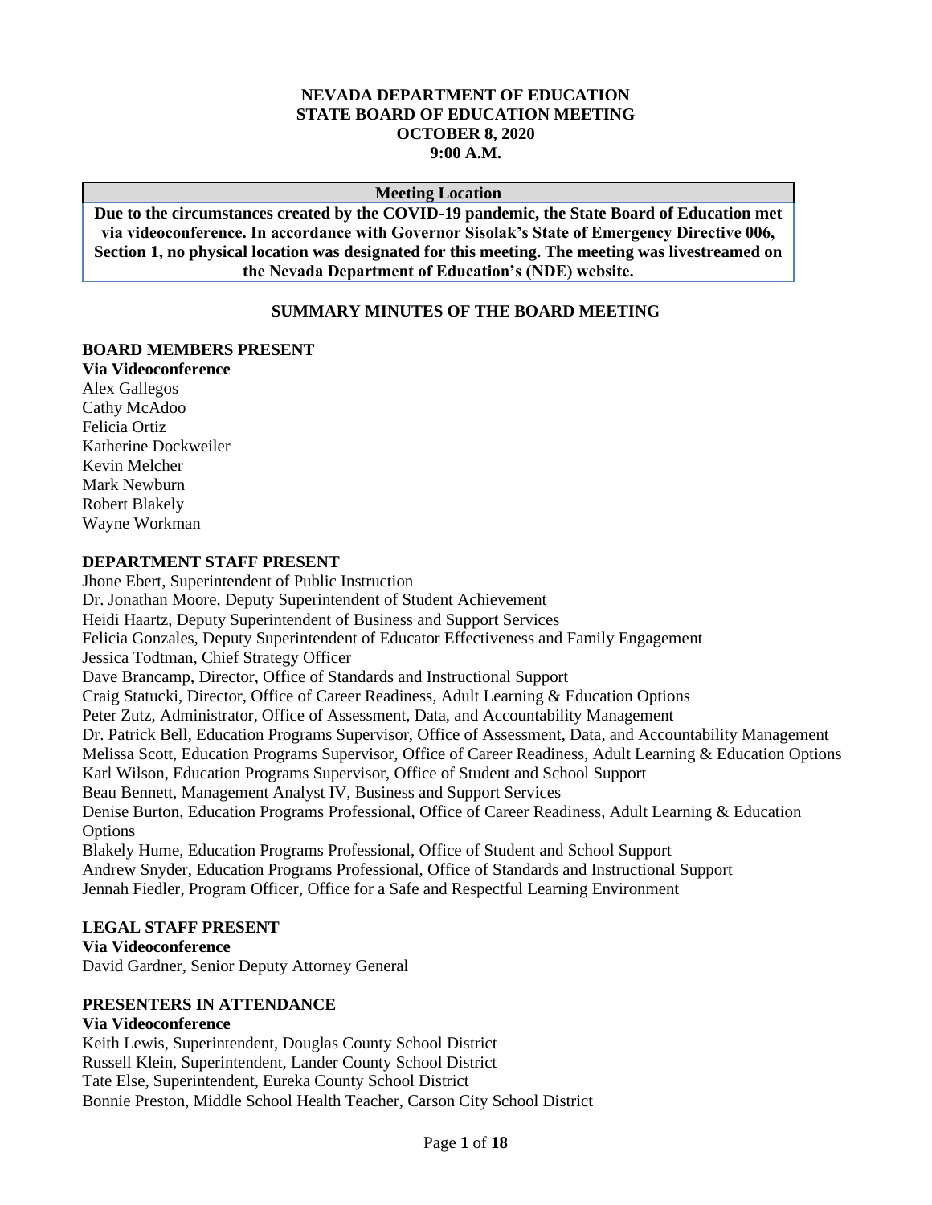**NEVADA DEPARTMENT OF EDUCATION**
**STATE BOARD OF EDUCATION MEETING**
**OCTOBER 8, 2020**
**9:00 A.M.**

| Meeting Location |
|---|
| **Due to the circumstances created by the COVID-19 pandemic, the State Board of Education met via videoconference. In accordance with Governor Sisolak's State of Emergency Directive 006, Section 1, no physical location was designated for this meeting. The meeting was livestreamed on the Nevada Department of Education's (NDE) website.** |

## SUMMARY MINUTES OF THE BOARD MEETING

**BOARD MEMBERS PRESENT**
**Via Videoconference**
Alex Gallegos
Cathy McAdoo
Felicia Ortiz
Katherine Dockweiler
Kevin Melcher
Mark Newburn
Robert Blakely
Wayne Workman

**DEPARTMENT STAFF PRESENT**
Jhone Ebert, Superintendent of Public Instruction
Dr. Jonathan Moore, Deputy Superintendent of Student Achievement
Heidi Haartz, Deputy Superintendent of Business and Support Services
Felicia Gonzales, Deputy Superintendent of Educator Effectiveness and Family Engagement
Jessica Todtman, Chief Strategy Officer
Dave Brancamp, Director, Office of Standards and Instructional Support
Craig Statucki, Director, Office of Career Readiness, Adult Learning & Education Options
Peter Zutz, Administrator, Office of Assessment, Data, and Accountability Management
Dr. Patrick Bell, Education Programs Supervisor, Office of Assessment, Data, and Accountability Management
Melissa Scott, Education Programs Supervisor, Office of Career Readiness, Adult Learning & Education Options
Karl Wilson, Education Programs Supervisor, Office of Student and School Support
Beau Bennett, Management Analyst IV, Business and Support Services
Denise Burton, Education Programs Professional, Office of Career Readiness, Adult Learning & Education Options
Blakely Hume, Education Programs Professional, Office of Student and School Support
Andrew Snyder, Education Programs Professional, Office of Standards and Instructional Support
Jennah Fiedler, Program Officer, Office for a Safe and Respectful Learning Environment

**LEGAL STAFF PRESENT**
**Via Videoconference**
David Gardner, Senior Deputy Attorney General

**PRESENTERS IN ATTENDANCE**
**Via Videoconference**
Keith Lewis, Superintendent, Douglas County School District
Russell Klein, Superintendent, Lander County School District
Tate Else, Superintendent, Eureka County School District
Bonnie Preston, Middle School Health Teacher, Carson City School District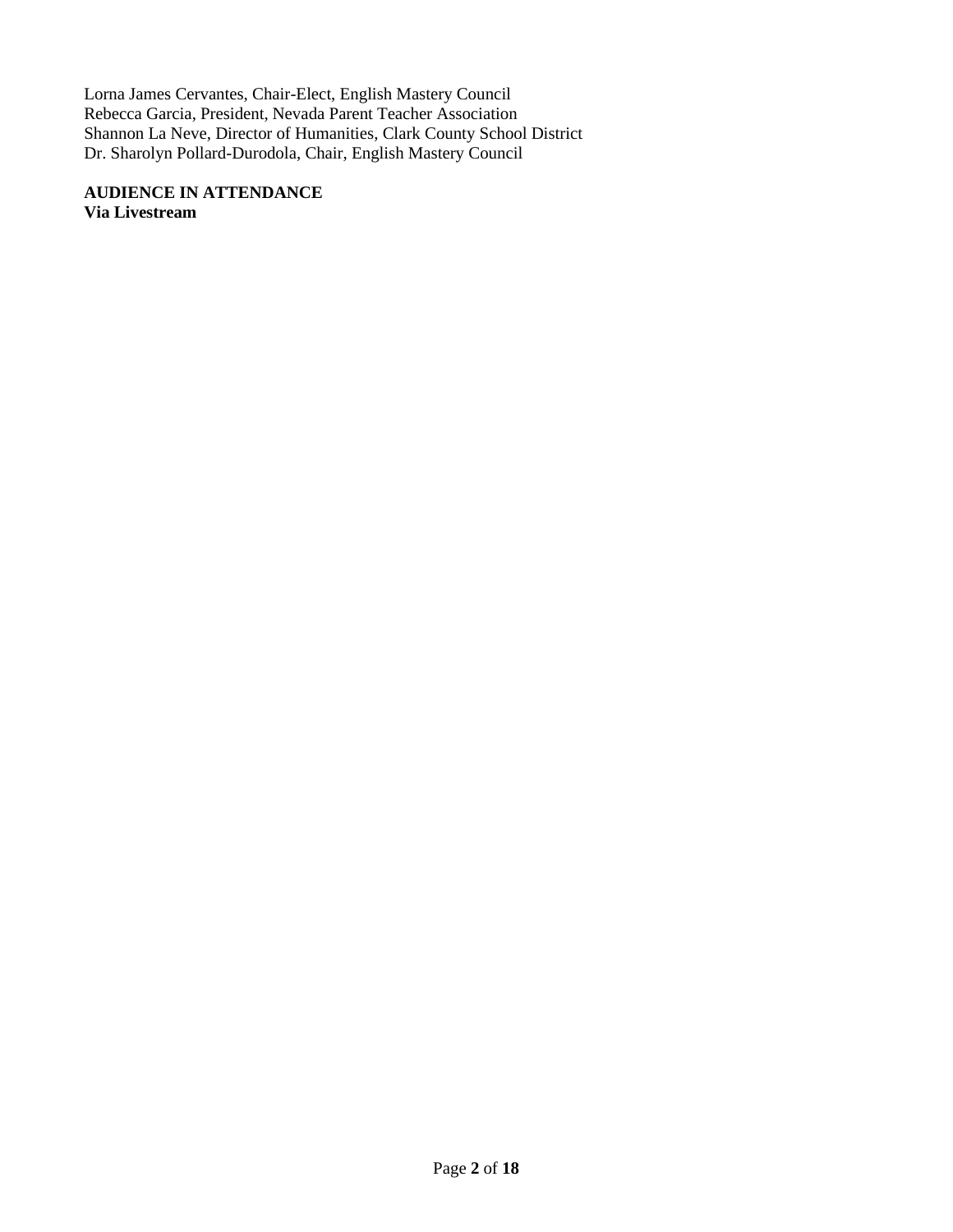Lorna James Cervantes, Chair-Elect, English Mastery Council
Rebecca Garcia, President, Nevada Parent Teacher Association
Shannon La Neve, Director of Humanities, Clark County School District
Dr. Sharolyn Pollard-Durodola, Chair, English Mastery Council

**AUDIENCE IN ATTENDANCE**
**Via Livestream**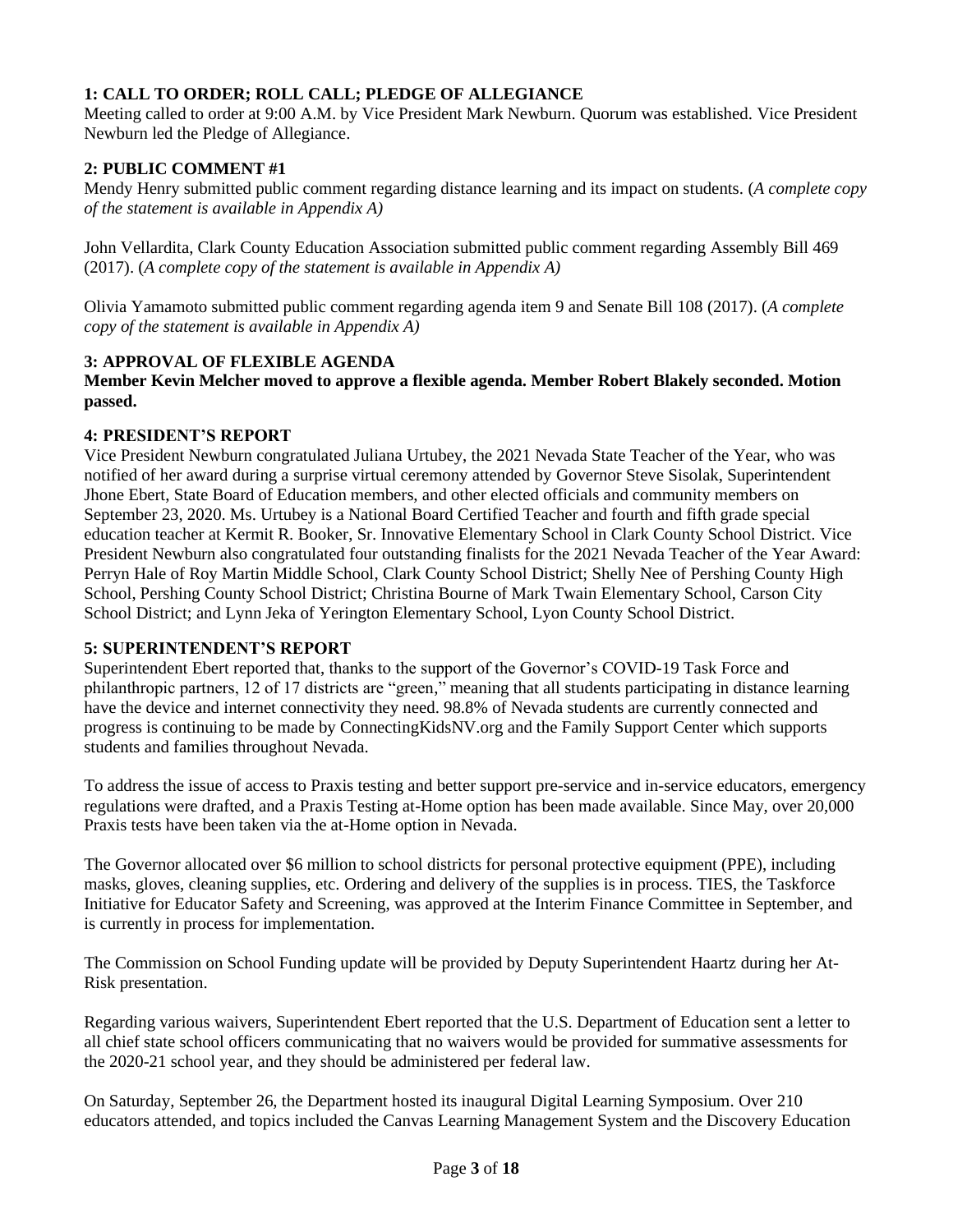### 1: CALL TO ORDER; ROLL CALL; PLEDGE OF ALLEGIANCE

Meeting called to order at 9:00 A.M. by Vice President Mark Newburn. Quorum was established. Vice President Newburn led the Pledge of Allegiance.

### 2: PUBLIC COMMENT #1

Mendy Henry submitted public comment regarding distance learning and its impact on students. (*A complete copy of the statement is available in Appendix A)*

John Vellardita, Clark County Education Association submitted public comment regarding Assembly Bill 469 (2017). (*A complete copy of the statement is available in Appendix A)*

Olivia Yamamoto submitted public comment regarding agenda item 9 and Senate Bill 108 (2017). (*A complete copy of the statement is available in Appendix A)*

### 3: APPROVAL OF FLEXIBLE AGENDA

**Member Kevin Melcher moved to approve a flexible agenda. Member Robert Blakely seconded. Motion passed.**

### 4: PRESIDENT'S REPORT

Vice President Newburn congratulated Juliana Urtubey, the 2021 Nevada State Teacher of the Year, who was notified of her award during a surprise virtual ceremony attended by Governor Steve Sisolak, Superintendent Jhone Ebert, State Board of Education members, and other elected officials and community members on September 23, 2020. Ms. Urtubey is a National Board Certified Teacher and fourth and fifth grade special education teacher at Kermit R. Booker, Sr. Innovative Elementary School in Clark County School District. Vice President Newburn also congratulated four outstanding finalists for the 2021 Nevada Teacher of the Year Award: Perryn Hale of Roy Martin Middle School, Clark County School District; Shelly Nee of Pershing County High School, Pershing County School District; Christina Bourne of Mark Twain Elementary School, Carson City School District; and Lynn Jeka of Yerington Elementary School, Lyon County School District.

### 5: SUPERINTENDENT'S REPORT

Superintendent Ebert reported that, thanks to the support of the Governor's COVID-19 Task Force and philanthropic partners, 12 of 17 districts are "green," meaning that all students participating in distance learning have the device and internet connectivity they need. 98.8% of Nevada students are currently connected and progress is continuing to be made by ConnectingKidsNV.org and the Family Support Center which supports students and families throughout Nevada.

To address the issue of access to Praxis testing and better support pre-service and in-service educators, emergency regulations were drafted, and a Praxis Testing at-Home option has been made available. Since May, over 20,000 Praxis tests have been taken via the at-Home option in Nevada.

The Governor allocated over $6 million to school districts for personal protective equipment (PPE), including masks, gloves, cleaning supplies, etc. Ordering and delivery of the supplies is in process. TIES, the Taskforce Initiative for Educator Safety and Screening, was approved at the Interim Finance Committee in September, and is currently in process for implementation.

The Commission on School Funding update will be provided by Deputy Superintendent Haartz during her At-Risk presentation.

Regarding various waivers, Superintendent Ebert reported that the U.S. Department of Education sent a letter to all chief state school officers communicating that no waivers would be provided for summative assessments for the 2020-21 school year, and they should be administered per federal law.

On Saturday, September 26, the Department hosted its inaugural Digital Learning Symposium. Over 210 educators attended, and topics included the Canvas Learning Management System and the Discovery Education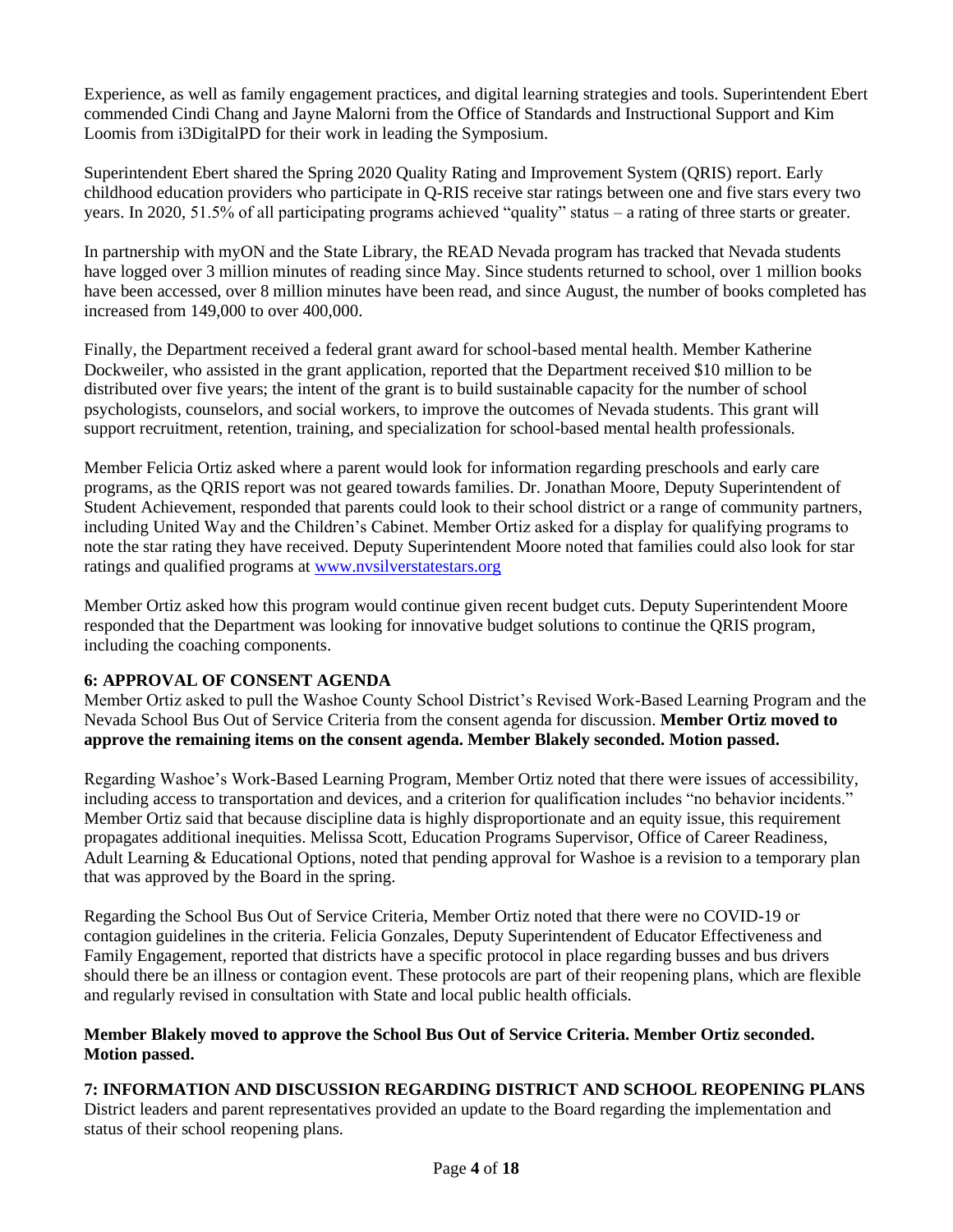Experience, as well as family engagement practices, and digital learning strategies and tools. Superintendent Ebert commended Cindi Chang and Jayne Malorni from the Office of Standards and Instructional Support and Kim Loomis from i3DigitalPD for their work in leading the Symposium.

Superintendent Ebert shared the Spring 2020 Quality Rating and Improvement System (QRIS) report. Early childhood education providers who participate in Q-RIS receive star ratings between one and five stars every two years. In 2020, 51.5% of all participating programs achieved "quality" status – a rating of three starts or greater.

In partnership with myON and the State Library, the READ Nevada program has tracked that Nevada students have logged over 3 million minutes of reading since May. Since students returned to school, over 1 million books have been accessed, over 8 million minutes have been read, and since August, the number of books completed has increased from 149,000 to over 400,000.

Finally, the Department received a federal grant award for school-based mental health. Member Katherine Dockweiler, who assisted in the grant application, reported that the Department received $10 million to be distributed over five years; the intent of the grant is to build sustainable capacity for the number of school psychologists, counselors, and social workers, to improve the outcomes of Nevada students. This grant will support recruitment, retention, training, and specialization for school-based mental health professionals.

Member Felicia Ortiz asked where a parent would look for information regarding preschools and early care programs, as the QRIS report was not geared towards families. Dr. Jonathan Moore, Deputy Superintendent of Student Achievement, responded that parents could look to their school district or a range of community partners, including United Way and the Children's Cabinet. Member Ortiz asked for a display for qualifying programs to note the star rating they have received. Deputy Superintendent Moore noted that families could also look for star ratings and qualified programs at [www.nvsilverstatestars.org](http://www.nvsilverstatestars.org)

Member Ortiz asked how this program would continue given recent budget cuts. Deputy Superintendent Moore responded that the Department was looking for innovative budget solutions to continue the QRIS program, including the coaching components.

**6: APPROVAL OF CONSENT AGENDA**

Member Ortiz asked to pull the Washoe County School District's Revised Work-Based Learning Program and the Nevada School Bus Out of Service Criteria from the consent agenda for discussion. **Member Ortiz moved to approve the remaining items on the consent agenda. Member Blakely seconded. Motion passed.**

Regarding Washoe's Work-Based Learning Program, Member Ortiz noted that there were issues of accessibility, including access to transportation and devices, and a criterion for qualification includes "no behavior incidents." Member Ortiz said that because discipline data is highly disproportionate and an equity issue, this requirement propagates additional inequities. Melissa Scott, Education Programs Supervisor, Office of Career Readiness, Adult Learning & Educational Options, noted that pending approval for Washoe is a revision to a temporary plan that was approved by the Board in the spring.

Regarding the School Bus Out of Service Criteria, Member Ortiz noted that there were no COVID-19 or contagion guidelines in the criteria. Felicia Gonzales, Deputy Superintendent of Educator Effectiveness and Family Engagement, reported that districts have a specific protocol in place regarding busses and bus drivers should there be an illness or contagion event. These protocols are part of their reopening plans, which are flexible and regularly revised in consultation with State and local public health officials.

**Member Blakely moved to approve the School Bus Out of Service Criteria. Member Ortiz seconded. Motion passed.**

**7: INFORMATION AND DISCUSSION REGARDING DISTRICT AND SCHOOL REOPENING PLANS**

District leaders and parent representatives provided an update to the Board regarding the implementation and status of their school reopening plans.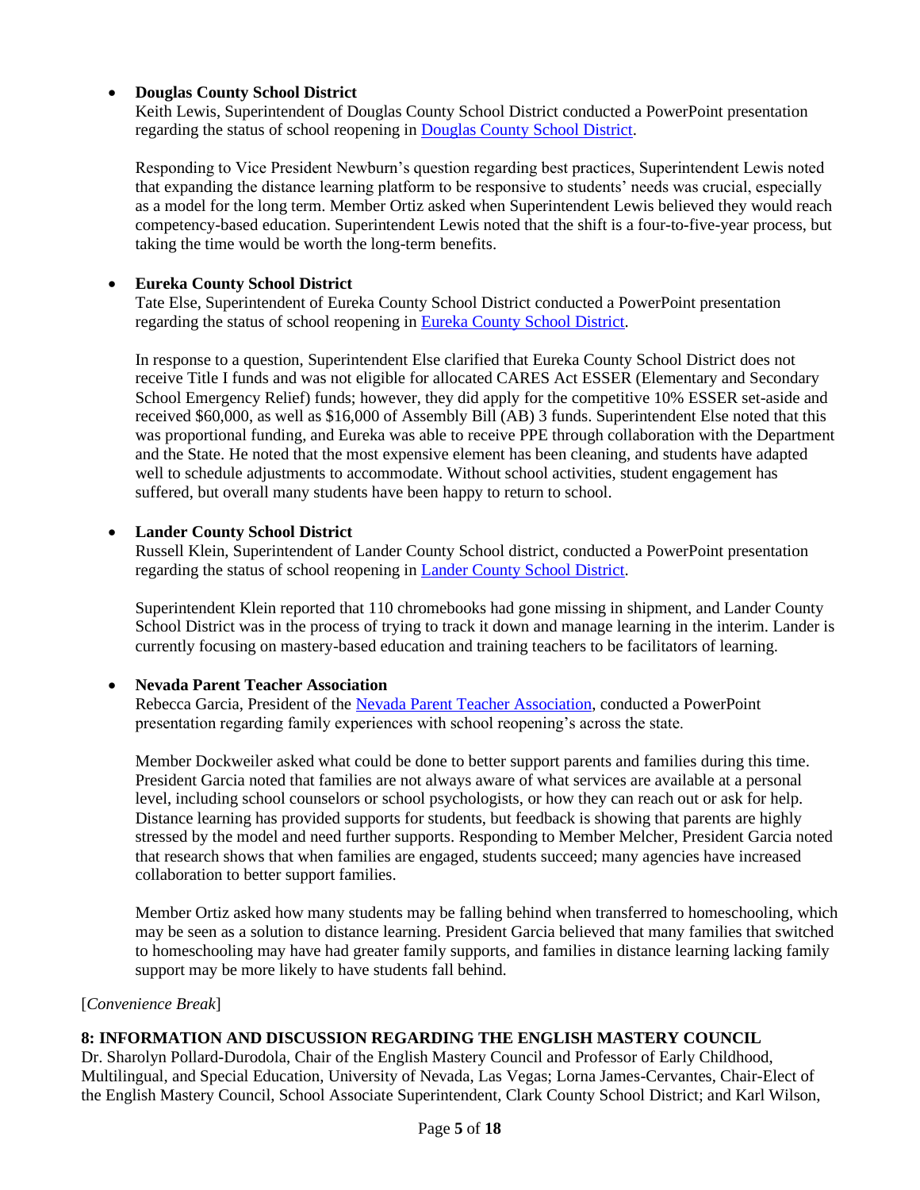- **Douglas County School District**
  Keith Lewis, Superintendent of Douglas County School District conducted a PowerPoint presentation regarding the status of school reopening in Douglas County School District.

  Responding to Vice President Newburn's question regarding best practices, Superintendent Lewis noted that expanding the distance learning platform to be responsive to students' needs was crucial, especially as a model for the long term. Member Ortiz asked when Superintendent Lewis believed they would reach competency-based education. Superintendent Lewis noted that the shift is a four-to-five-year process, but taking the time would be worth the long-term benefits.

- **Eureka County School District**
  Tate Else, Superintendent of Eureka County School District conducted a PowerPoint presentation regarding the status of school reopening in Eureka County School District.

  In response to a question, Superintendent Else clarified that Eureka County School District does not receive Title I funds and was not eligible for allocated CARES Act ESSER (Elementary and Secondary School Emergency Relief) funds; however, they did apply for the competitive 10% ESSER set-aside and received $60,000, as well as $16,000 of Assembly Bill (AB) 3 funds. Superintendent Else noted that this was proportional funding, and Eureka was able to receive PPE through collaboration with the Department and the State. He noted that the most expensive element has been cleaning, and students have adapted well to schedule adjustments to accommodate. Without school activities, student engagement has suffered, but overall many students have been happy to return to school.

- **Lander County School District**
  Russell Klein, Superintendent of Lander County School district, conducted a PowerPoint presentation regarding the status of school reopening in Lander County School District.

  Superintendent Klein reported that 110 chromebooks had gone missing in shipment, and Lander County School District was in the process of trying to track it down and manage learning in the interim. Lander is currently focusing on mastery-based education and training teachers to be facilitators of learning.

- **Nevada Parent Teacher Association**
  Rebecca Garcia, President of the Nevada Parent Teacher Association, conducted a PowerPoint presentation regarding family experiences with school reopening's across the state.

  Member Dockweiler asked what could be done to better support parents and families during this time. President Garcia noted that families are not always aware of what services are available at a personal level, including school counselors or school psychologists, or how they can reach out or ask for help. Distance learning has provided supports for students, but feedback is showing that parents are highly stressed by the model and need further supports. Responding to Member Melcher, President Garcia noted that research shows that when families are engaged, students succeed; many agencies have increased collaboration to better support families.

  Member Ortiz asked how many students may be falling behind when transferred to homeschooling, which may be seen as a solution to distance learning. President Garcia believed that many families that switched to homeschooling may have had greater family supports, and families in distance learning lacking family support may be more likely to have students fall behind.

[*Convenience Break*]

**8: INFORMATION AND DISCUSSION REGARDING THE ENGLISH MASTERY COUNCIL**

Dr. Sharolyn Pollard-Durodola, Chair of the English Mastery Council and Professor of Early Childhood, Multilingual, and Special Education, University of Nevada, Las Vegas; Lorna James-Cervantes, Chair-Elect of the English Mastery Council, School Associate Superintendent, Clark County School District; and Karl Wilson,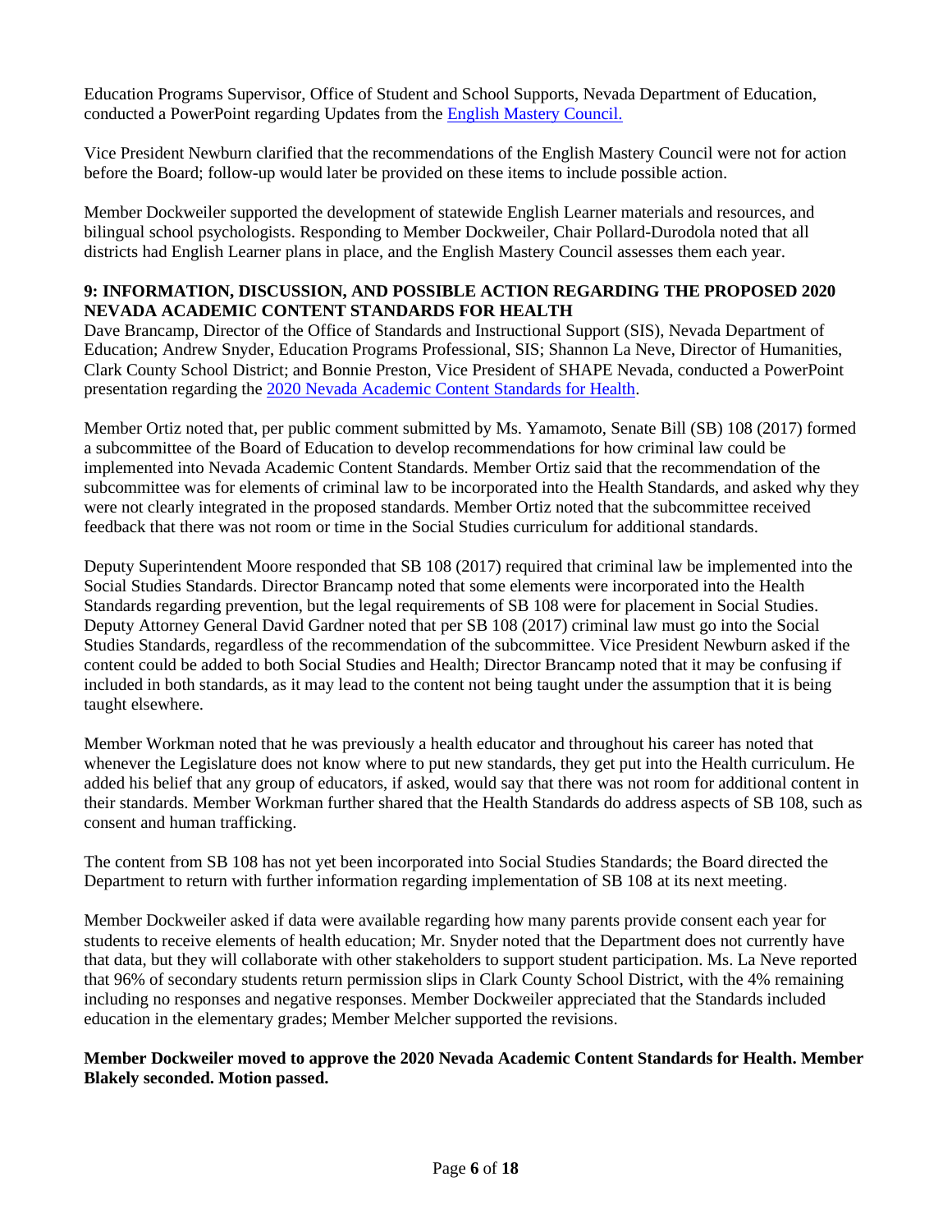Education Programs Supervisor, Office of Student and School Supports, Nevada Department of Education, conducted a PowerPoint regarding Updates from the [English Mastery Council.](#)

Vice President Newburn clarified that the recommendations of the English Mastery Council were not for action before the Board; follow-up would later be provided on these items to include possible action.

Member Dockweiler supported the development of statewide English Learner materials and resources, and bilingual school psychologists. Responding to Member Dockweiler, Chair Pollard-Durodola noted that all districts had English Learner plans in place, and the English Mastery Council assesses them each year.

**9: INFORMATION, DISCUSSION, AND POSSIBLE ACTION REGARDING THE PROPOSED 2020 NEVADA ACADEMIC CONTENT STANDARDS FOR HEALTH**

Dave Brancamp, Director of the Office of Standards and Instructional Support (SIS), Nevada Department of Education; Andrew Snyder, Education Programs Professional, SIS; Shannon La Neve, Director of Humanities, Clark County School District; and Bonnie Preston, Vice President of SHAPE Nevada, conducted a PowerPoint presentation regarding the [2020 Nevada Academic Content Standards for Health](#).

Member Ortiz noted that, per public comment submitted by Ms. Yamamoto, Senate Bill (SB) 108 (2017) formed a subcommittee of the Board of Education to develop recommendations for how criminal law could be implemented into Nevada Academic Content Standards. Member Ortiz said that the recommendation of the subcommittee was for elements of criminal law to be incorporated into the Health Standards, and asked why they were not clearly integrated in the proposed standards. Member Ortiz noted that the subcommittee received feedback that there was not room or time in the Social Studies curriculum for additional standards.

Deputy Superintendent Moore responded that SB 108 (2017) required that criminal law be implemented into the Social Studies Standards. Director Brancamp noted that some elements were incorporated into the Health Standards regarding prevention, but the legal requirements of SB 108 were for placement in Social Studies. Deputy Attorney General David Gardner noted that per SB 108 (2017) criminal law must go into the Social Studies Standards, regardless of the recommendation of the subcommittee. Vice President Newburn asked if the content could be added to both Social Studies and Health; Director Brancamp noted that it may be confusing if included in both standards, as it may lead to the content not being taught under the assumption that it is being taught elsewhere.

Member Workman noted that he was previously a health educator and throughout his career has noted that whenever the Legislature does not know where to put new standards, they get put into the Health curriculum. He added his belief that any group of educators, if asked, would say that there was not room for additional content in their standards. Member Workman further shared that the Health Standards do address aspects of SB 108, such as consent and human trafficking.

The content from SB 108 has not yet been incorporated into Social Studies Standards; the Board directed the Department to return with further information regarding implementation of SB 108 at its next meeting.

Member Dockweiler asked if data were available regarding how many parents provide consent each year for students to receive elements of health education; Mr. Snyder noted that the Department does not currently have that data, but they will collaborate with other stakeholders to support student participation. Ms. La Neve reported that 96% of secondary students return permission slips in Clark County School District, with the 4% remaining including no responses and negative responses. Member Dockweiler appreciated that the Standards included education in the elementary grades; Member Melcher supported the revisions.

**Member Dockweiler moved to approve the 2020 Nevada Academic Content Standards for Health. Member Blakely seconded. Motion passed.**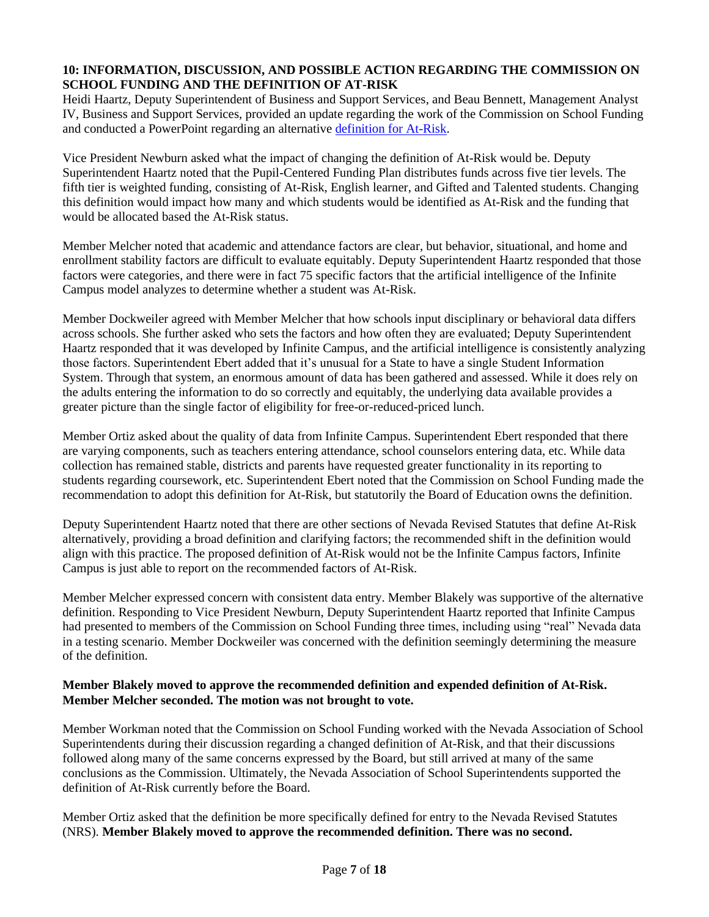**10: INFORMATION, DISCUSSION, AND POSSIBLE ACTION REGARDING THE COMMISSION ON SCHOOL FUNDING AND THE DEFINITION OF AT-RISK**

Heidi Haartz, Deputy Superintendent of Business and Support Services, and Beau Bennett, Management Analyst IV, Business and Support Services, provided an update regarding the work of the Commission on School Funding and conducted a PowerPoint regarding an alternative definition for At-Risk.

Vice President Newburn asked what the impact of changing the definition of At-Risk would be. Deputy Superintendent Haartz noted that the Pupil-Centered Funding Plan distributes funds across five tier levels. The fifth tier is weighted funding, consisting of At-Risk, English learner, and Gifted and Talented students. Changing this definition would impact how many and which students would be identified as At-Risk and the funding that would be allocated based the At-Risk status.

Member Melcher noted that academic and attendance factors are clear, but behavior, situational, and home and enrollment stability factors are difficult to evaluate equitably. Deputy Superintendent Haartz responded that those factors were categories, and there were in fact 75 specific factors that the artificial intelligence of the Infinite Campus model analyzes to determine whether a student was At-Risk.

Member Dockweiler agreed with Member Melcher that how schools input disciplinary or behavioral data differs across schools. She further asked who sets the factors and how often they are evaluated; Deputy Superintendent Haartz responded that it was developed by Infinite Campus, and the artificial intelligence is consistently analyzing those factors. Superintendent Ebert added that it's unusual for a State to have a single Student Information System. Through that system, an enormous amount of data has been gathered and assessed. While it does rely on the adults entering the information to do so correctly and equitably, the underlying data available provides a greater picture than the single factor of eligibility for free-or-reduced-priced lunch.

Member Ortiz asked about the quality of data from Infinite Campus. Superintendent Ebert responded that there are varying components, such as teachers entering attendance, school counselors entering data, etc. While data collection has remained stable, districts and parents have requested greater functionality in its reporting to students regarding coursework, etc. Superintendent Ebert noted that the Commission on School Funding made the recommendation to adopt this definition for At-Risk, but statutorily the Board of Education owns the definition.

Deputy Superintendent Haartz noted that there are other sections of Nevada Revised Statutes that define At-Risk alternatively, providing a broad definition and clarifying factors; the recommended shift in the definition would align with this practice. The proposed definition of At-Risk would not be the Infinite Campus factors, Infinite Campus is just able to report on the recommended factors of At-Risk.

Member Melcher expressed concern with consistent data entry. Member Blakely was supportive of the alternative definition. Responding to Vice President Newburn, Deputy Superintendent Haartz reported that Infinite Campus had presented to members of the Commission on School Funding three times, including using "real" Nevada data in a testing scenario. Member Dockweiler was concerned with the definition seemingly determining the measure of the definition.

**Member Blakely moved to approve the recommended definition and expended definition of At-Risk. Member Melcher seconded. The motion was not brought to vote.**

Member Workman noted that the Commission on School Funding worked with the Nevada Association of School Superintendents during their discussion regarding a changed definition of At-Risk, and that their discussions followed along many of the same concerns expressed by the Board, but still arrived at many of the same conclusions as the Commission. Ultimately, the Nevada Association of School Superintendents supported the definition of At-Risk currently before the Board.

Member Ortiz asked that the definition be more specifically defined for entry to the Nevada Revised Statutes (NRS). **Member Blakely moved to approve the recommended definition. There was no second.**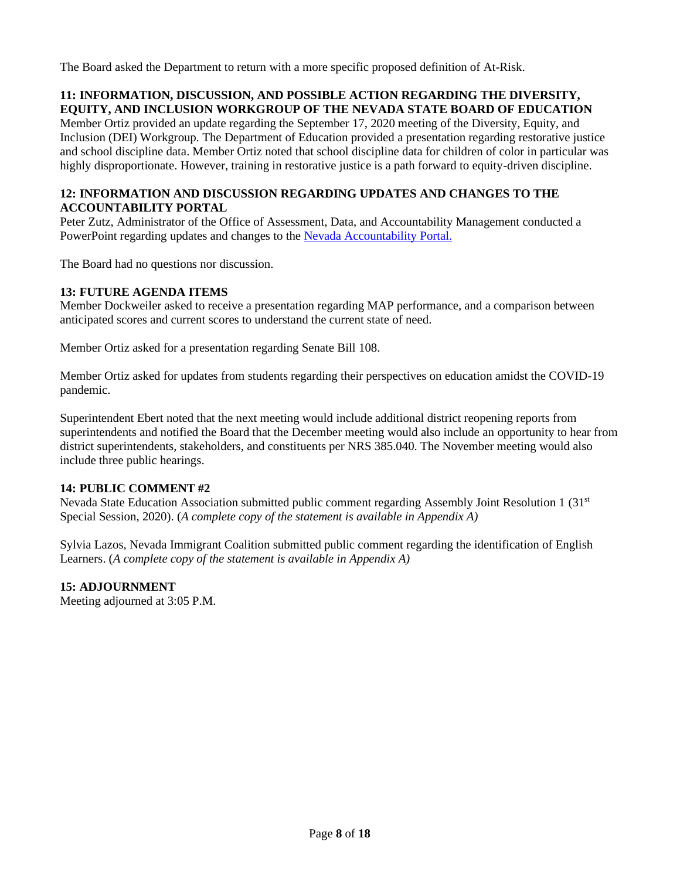The Board asked the Department to return with a more specific proposed definition of At-Risk.

**11: INFORMATION, DISCUSSION, AND POSSIBLE ACTION REGARDING THE DIVERSITY, EQUITY, AND INCLUSION WORKGROUP OF THE NEVADA STATE BOARD OF EDUCATION**
Member Ortiz provided an update regarding the September 17, 2020 meeting of the Diversity, Equity, and Inclusion (DEI) Workgroup. The Department of Education provided a presentation regarding restorative justice and school discipline data. Member Ortiz noted that school discipline data for children of color in particular was highly disproportionate. However, training in restorative justice is a path forward to equity-driven discipline.

**12: INFORMATION AND DISCUSSION REGARDING UPDATES AND CHANGES TO THE ACCOUNTABILITY PORTAL**
Peter Zutz, Administrator of the Office of Assessment, Data, and Accountability Management conducted a PowerPoint regarding updates and changes to the Nevada Accountability Portal.

The Board had no questions nor discussion.

**13: FUTURE AGENDA ITEMS**
Member Dockweiler asked to receive a presentation regarding MAP performance, and a comparison between anticipated scores and current scores to understand the current state of need.

Member Ortiz asked for a presentation regarding Senate Bill 108.

Member Ortiz asked for updates from students regarding their perspectives on education amidst the COVID-19 pandemic.

Superintendent Ebert noted that the next meeting would include additional district reopening reports from superintendents and notified the Board that the December meeting would also include an opportunity to hear from district superintendents, stakeholders, and constituents per NRS 385.040. The November meeting would also include three public hearings.

**14: PUBLIC COMMENT #2**
Nevada State Education Association submitted public comment regarding Assembly Joint Resolution 1 (31st Special Session, 2020). (*A complete copy of the statement is available in Appendix A)*

Sylvia Lazos, Nevada Immigrant Coalition submitted public comment regarding the identification of English Learners. (*A complete copy of the statement is available in Appendix A)*

**15: ADJOURNMENT**
Meeting adjourned at 3:05 P.M.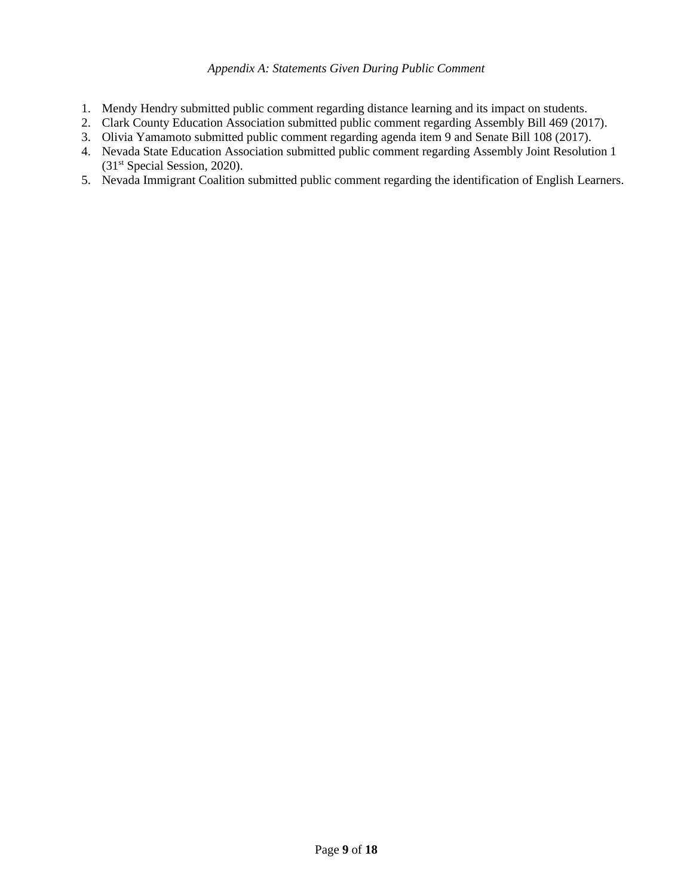*Appendix A: Statements Given During Public Comment*

1. Mendy Hendry submitted public comment regarding distance learning and its impact on students.
2. Clark County Education Association submitted public comment regarding Assembly Bill 469 (2017).
3. Olivia Yamamoto submitted public comment regarding agenda item 9 and Senate Bill 108 (2017).
4. Nevada State Education Association submitted public comment regarding Assembly Joint Resolution 1 (31st Special Session, 2020).
5. Nevada Immigrant Coalition submitted public comment regarding the identification of English Learners.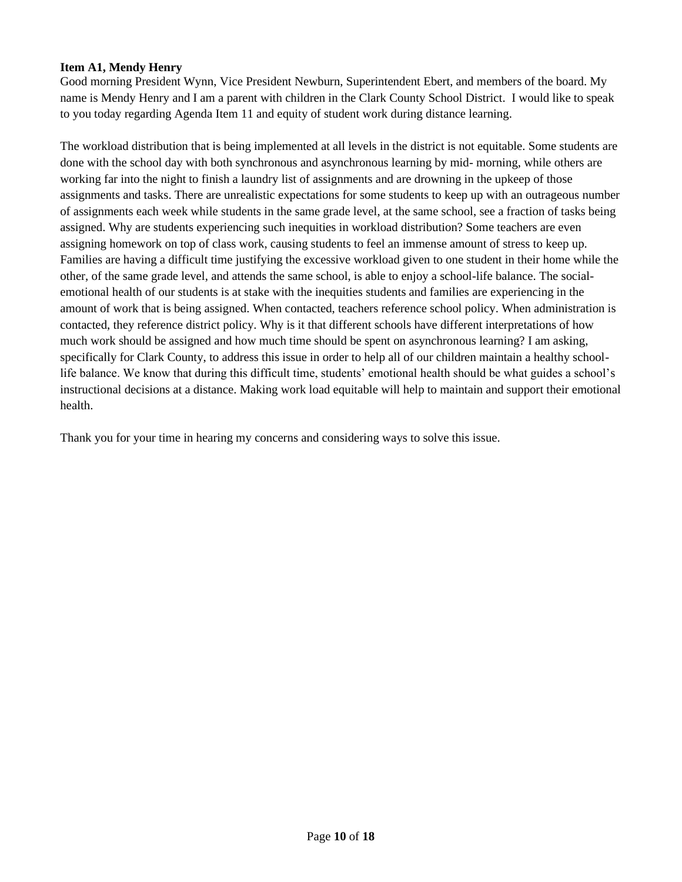**Item A1, Mendy Henry**

Good morning President Wynn, Vice President Newburn, Superintendent Ebert, and members of the board. My name is Mendy Henry and I am a parent with children in the Clark County School District. I would like to speak to you today regarding Agenda Item 11 and equity of student work during distance learning.

The workload distribution that is being implemented at all levels in the district is not equitable. Some students are done with the school day with both synchronous and asynchronous learning by mid- morning, while others are working far into the night to finish a laundry list of assignments and are drowning in the upkeep of those assignments and tasks. There are unrealistic expectations for some students to keep up with an outrageous number of assignments each week while students in the same grade level, at the same school, see a fraction of tasks being assigned. Why are students experiencing such inequities in workload distribution? Some teachers are even assigning homework on top of class work, causing students to feel an immense amount of stress to keep up. Families are having a difficult time justifying the excessive workload given to one student in their home while the other, of the same grade level, and attends the same school, is able to enjoy a school-life balance. The social-emotional health of our students is at stake with the inequities students and families are experiencing in the amount of work that is being assigned. When contacted, teachers reference school policy. When administration is contacted, they reference district policy. Why is it that different schools have different interpretations of how much work should be assigned and how much time should be spent on asynchronous learning? I am asking, specifically for Clark County, to address this issue in order to help all of our children maintain a healthy school-life balance. We know that during this difficult time, students' emotional health should be what guides a school's instructional decisions at a distance. Making work load equitable will help to maintain and support their emotional health.

Thank you for your time in hearing my concerns and considering ways to solve this issue.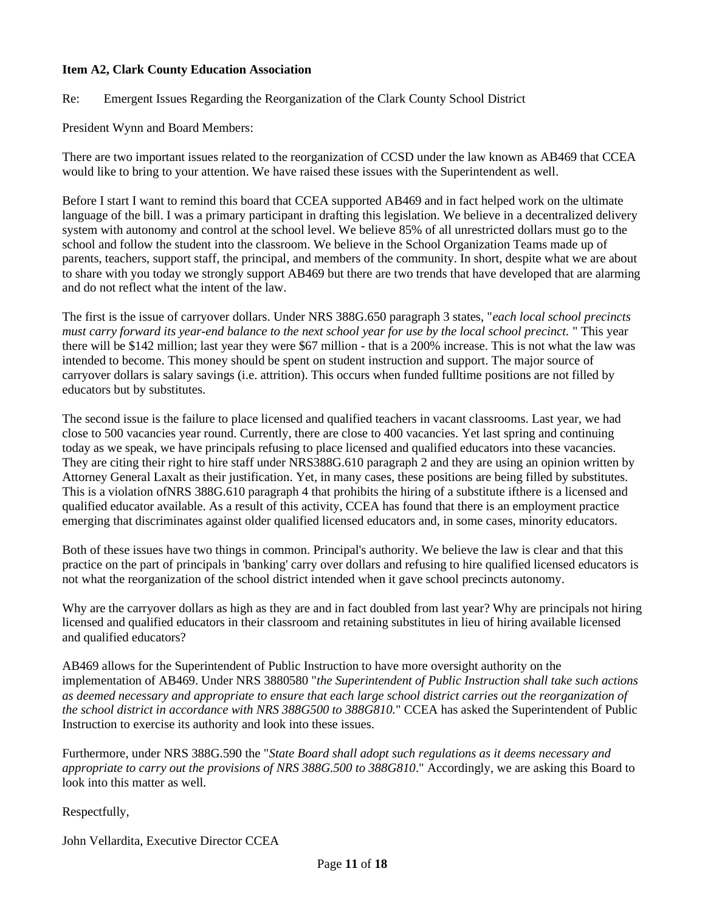**Item A2, Clark County Education Association**

Re: Emergent Issues Regarding the Reorganization of the Clark County School District

President Wynn and Board Members:

There are two important issues related to the reorganization of CCSD under the law known as AB469 that CCEA would like to bring to your attention. We have raised these issues with the Superintendent as well.

Before I start I want to remind this board that CCEA supported AB469 and in fact helped work on the ultimate language of the bill. I was a primary participant in drafting this legislation. We believe in a decentralized delivery system with autonomy and control at the school level. We believe 85% of all unrestricted dollars must go to the school and follow the student into the classroom. We believe in the School Organization Teams made up of parents, teachers, support staff, the principal, and members of the community. In short, despite what we are about to share with you today we strongly support AB469 but there are two trends that have developed that are alarming and do not reflect what the intent of the law.

The first is the issue of carryover dollars. Under NRS 388G.650 paragraph 3 states, "*each local school precincts must carry forward its year-end balance to the next school year for use by the local school precinct.* " This year there will be $142 million; last year they were $67 million - that is a 200% increase. This is not what the law was intended to become. This money should be spent on student instruction and support. The major source of carryover dollars is salary savings (i.e. attrition). This occurs when funded fulltime positions are not filled by educators but by substitutes.

The second issue is the failure to place licensed and qualified teachers in vacant classrooms. Last year, we had close to 500 vacancies year round. Currently, there are close to 400 vacancies. Yet last spring and continuing today as we speak, we have principals refusing to place licensed and qualified educators into these vacancies. They are citing their right to hire staff under NRS388G.610 paragraph 2 and they are using an opinion written by Attorney General Laxalt as their justification. Yet, in many cases, these positions are being filled by substitutes. This is a violation ofNRS 388G.610 paragraph 4 that prohibits the hiring of a substitute ifthere is a licensed and qualified educator available. As a result of this activity, CCEA has found that there is an employment practice emerging that discriminates against older qualified licensed educators and, in some cases, minority educators.

Both of these issues have two things in common. Principal's authority. We believe the law is clear and that this practice on the part of principals in 'banking' carry over dollars and refusing to hire qualified licensed educators is not what the reorganization of the school district intended when it gave school precincts autonomy.

Why are the carryover dollars as high as they are and in fact doubled from last year? Why are principals not hiring licensed and qualified educators in their classroom and retaining substitutes in lieu of hiring available licensed and qualified educators?

AB469 allows for the Superintendent of Public Instruction to have more oversight authority on the implementation of AB469. Under NRS 3880580 "*the Superintendent of Public Instruction shall take such actions as deemed necessary and appropriate to ensure that each large school district carries out the reorganization of the school district in accordance with NRS 388G500 to 388G810.*" CCEA has asked the Superintendent of Public Instruction to exercise its authority and look into these issues.

Furthermore, under NRS 388G.590 the "*State Board shall adopt such regulations as it deems necessary and appropriate to carry out the provisions of NRS 388G.500 to 388G810*." Accordingly, we are asking this Board to look into this matter as well.

Respectfully,

John Vellardita, Executive Director CCEA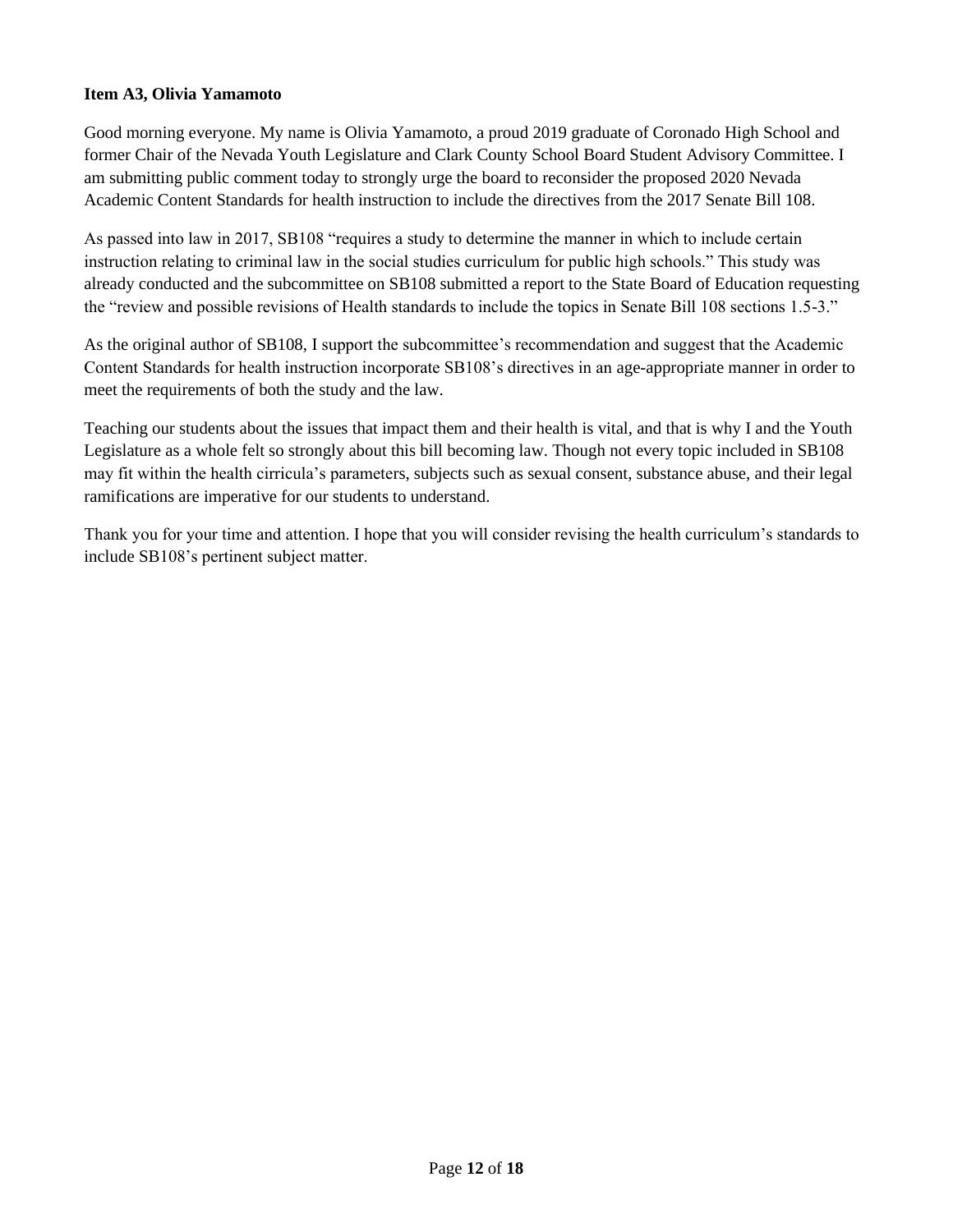**Item A3, Olivia Yamamoto**

Good morning everyone. My name is Olivia Yamamoto, a proud 2019 graduate of Coronado High School and former Chair of the Nevada Youth Legislature and Clark County School Board Student Advisory Committee. I am submitting public comment today to strongly urge the board to reconsider the proposed 2020 Nevada Academic Content Standards for health instruction to include the directives from the 2017 Senate Bill 108.

As passed into law in 2017, SB108 "requires a study to determine the manner in which to include certain instruction relating to criminal law in the social studies curriculum for public high schools." This study was already conducted and the subcommittee on SB108 submitted a report to the State Board of Education requesting the "review and possible revisions of Health standards to include the topics in Senate Bill 108 sections 1.5-3."

As the original author of SB108, I support the subcommittee's recommendation and suggest that the Academic Content Standards for health instruction incorporate SB108's directives in an age-appropriate manner in order to meet the requirements of both the study and the law.

Teaching our students about the issues that impact them and their health is vital, and that is why I and the Youth Legislature as a whole felt so strongly about this bill becoming law. Though not every topic included in SB108 may fit within the health cirricula's parameters, subjects such as sexual consent, substance abuse, and their legal ramifications are imperative for our students to understand.

Thank you for your time and attention. I hope that you will consider revising the health curriculum's standards to include SB108's pertinent subject matter.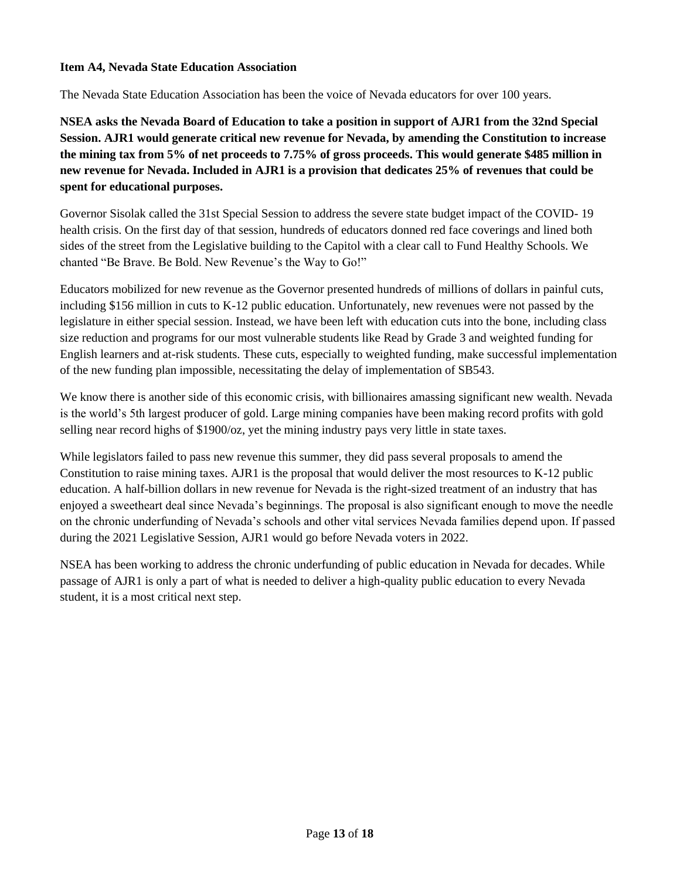**Item A4, Nevada State Education Association**

The Nevada State Education Association has been the voice of Nevada educators for over 100 years.

**NSEA asks the Nevada Board of Education to take a position in support of AJR1 from the 32nd Special Session. AJR1 would generate critical new revenue for Nevada, by amending the Constitution to increase the mining tax from 5% of net proceeds to 7.75% of gross proceeds. This would generate $485 million in new revenue for Nevada. Included in AJR1 is a provision that dedicates 25% of revenues that could be spent for educational purposes.**

Governor Sisolak called the 31st Special Session to address the severe state budget impact of the COVID- 19 health crisis. On the first day of that session, hundreds of educators donned red face coverings and lined both sides of the street from the Legislative building to the Capitol with a clear call to Fund Healthy Schools. We chanted "Be Brave. Be Bold. New Revenue's the Way to Go!"

Educators mobilized for new revenue as the Governor presented hundreds of millions of dollars in painful cuts, including $156 million in cuts to K-12 public education. Unfortunately, new revenues were not passed by the legislature in either special session. Instead, we have been left with education cuts into the bone, including class size reduction and programs for our most vulnerable students like Read by Grade 3 and weighted funding for English learners and at-risk students. These cuts, especially to weighted funding, make successful implementation of the new funding plan impossible, necessitating the delay of implementation of SB543.

We know there is another side of this economic crisis, with billionaires amassing significant new wealth. Nevada is the world's 5th largest producer of gold. Large mining companies have been making record profits with gold selling near record highs of $1900/oz, yet the mining industry pays very little in state taxes.

While legislators failed to pass new revenue this summer, they did pass several proposals to amend the Constitution to raise mining taxes. AJR1 is the proposal that would deliver the most resources to K-12 public education. A half-billion dollars in new revenue for Nevada is the right-sized treatment of an industry that has enjoyed a sweetheart deal since Nevada's beginnings. The proposal is also significant enough to move the needle on the chronic underfunding of Nevada's schools and other vital services Nevada families depend upon. If passed during the 2021 Legislative Session, AJR1 would go before Nevada voters in 2022.

NSEA has been working to address the chronic underfunding of public education in Nevada for decades. While passage of AJR1 is only a part of what is needed to deliver a high-quality public education to every Nevada student, it is a most critical next step.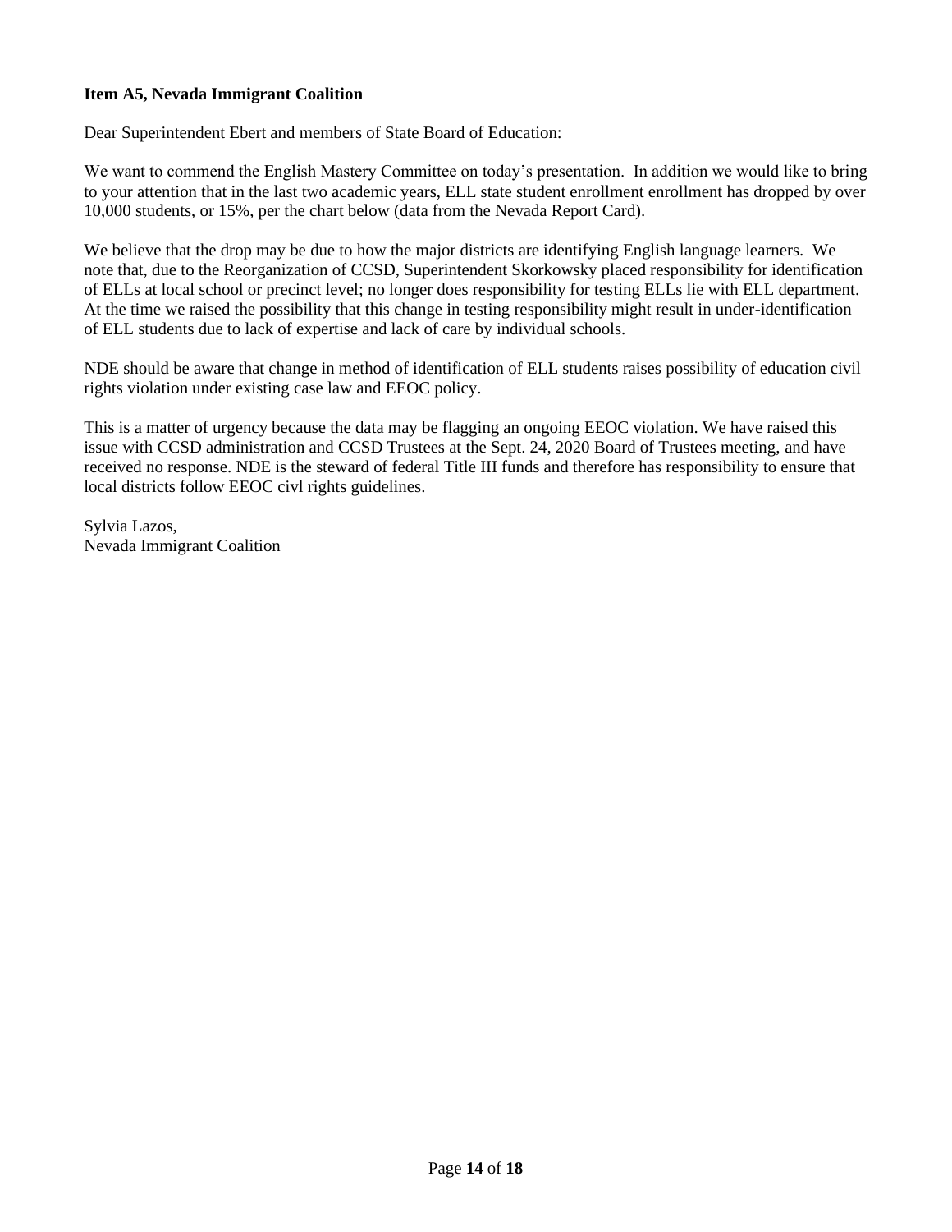**Item A5, Nevada Immigrant Coalition**

Dear Superintendent Ebert and members of State Board of Education:

We want to commend the English Mastery Committee on today's presentation. In addition we would like to bring to your attention that in the last two academic years, ELL state student enrollment enrollment has dropped by over 10,000 students, or 15%, per the chart below (data from the Nevada Report Card).

We believe that the drop may be due to how the major districts are identifying English language learners. We note that, due to the Reorganization of CCSD, Superintendent Skorkowsky placed responsibility for identification of ELLs at local school or precinct level; no longer does responsibility for testing ELLs lie with ELL department. At the time we raised the possibility that this change in testing responsibility might result in under-identification of ELL students due to lack of expertise and lack of care by individual schools.

NDE should be aware that change in method of identification of ELL students raises possibility of education civil rights violation under existing case law and EEOC policy.

This is a matter of urgency because the data may be flagging an ongoing EEOC violation. We have raised this issue with CCSD administration and CCSD Trustees at the Sept. 24, 2020 Board of Trustees meeting, and have received no response. NDE is the steward of federal Title III funds and therefore has responsibility to ensure that local districts follow EEOC civl rights guidelines.

Sylvia Lazos,
Nevada Immigrant Coalition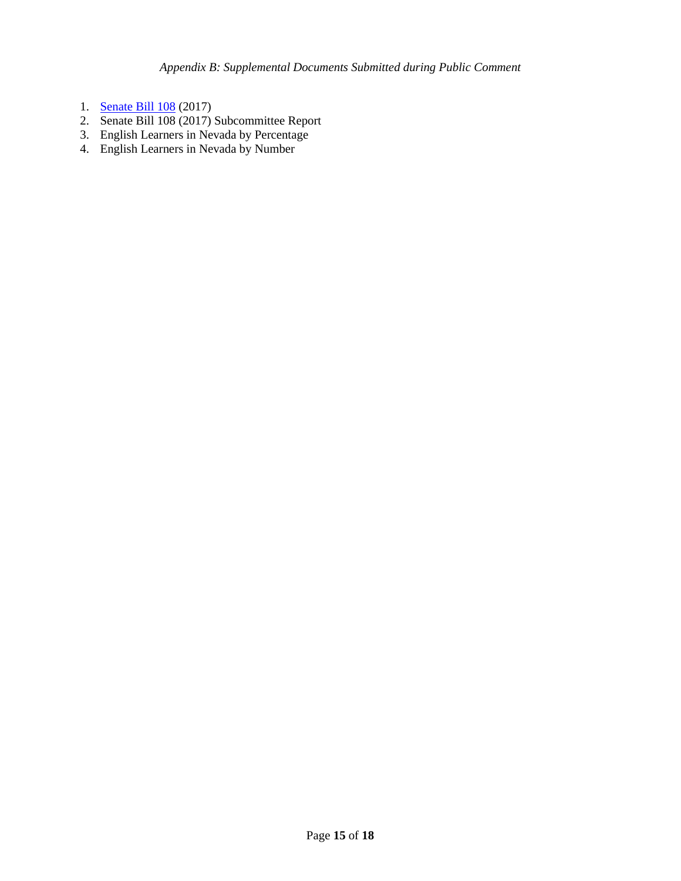*Appendix B: Supplemental Documents Submitted during Public Comment*

1. Senate Bill 108 (2017)
2. Senate Bill 108 (2017) Subcommittee Report
3. English Learners in Nevada by Percentage
4. English Learners in Nevada by Number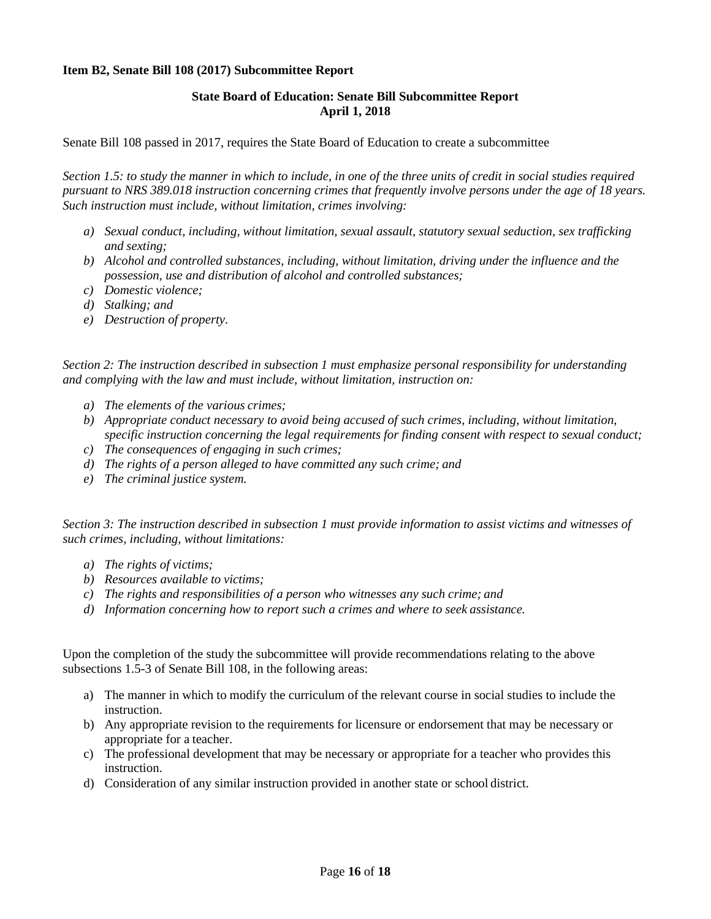**Item B2, Senate Bill 108 (2017) Subcommittee Report**

**State Board of Education: Senate Bill Subcommittee Report**
**April 1, 2018**

Senate Bill 108 passed in 2017, requires the State Board of Education to create a subcommittee

*Section 1.5: to study the manner in which to include, in one of the three units of credit in social studies required pursuant to NRS 389.018 instruction concerning crimes that frequently involve persons under the age of 18 years. Such instruction must include, without limitation, crimes involving:*

- *a) Sexual conduct, including, without limitation, sexual assault, statutory sexual seduction, sex trafficking and sexting;*
- *b) Alcohol and controlled substances, including, without limitation, driving under the influence and the possession, use and distribution of alcohol and controlled substances;*
- *c) Domestic violence;*
- *d) Stalking; and*
- *e) Destruction of property.*

*Section 2: The instruction described in subsection 1 must emphasize personal responsibility for understanding and complying with the law and must include, without limitation, instruction on:*

- *a) The elements of the various crimes;*
- *b) Appropriate conduct necessary to avoid being accused of such crimes, including, without limitation, specific instruction concerning the legal requirements for finding consent with respect to sexual conduct;*
- *c) The consequences of engaging in such crimes;*
- *d) The rights of a person alleged to have committed any such crime; and*
- *e) The criminal justice system.*

*Section 3: The instruction described in subsection 1 must provide information to assist victims and witnesses of such crimes, including, without limitations:*

- *a) The rights of victims;*
- *b) Resources available to victims;*
- *c) The rights and responsibilities of a person who witnesses any such crime; and*
- *d) Information concerning how to report such a crimes and where to seek assistance.*

Upon the completion of the study the subcommittee will provide recommendations relating to the above subsections 1.5-3 of Senate Bill 108, in the following areas:

- a) The manner in which to modify the curriculum of the relevant course in social studies to include the instruction.
- b) Any appropriate revision to the requirements for licensure or endorsement that may be necessary or appropriate for a teacher.
- c) The professional development that may be necessary or appropriate for a teacher who provides this instruction.
- d) Consideration of any similar instruction provided in another state or school district.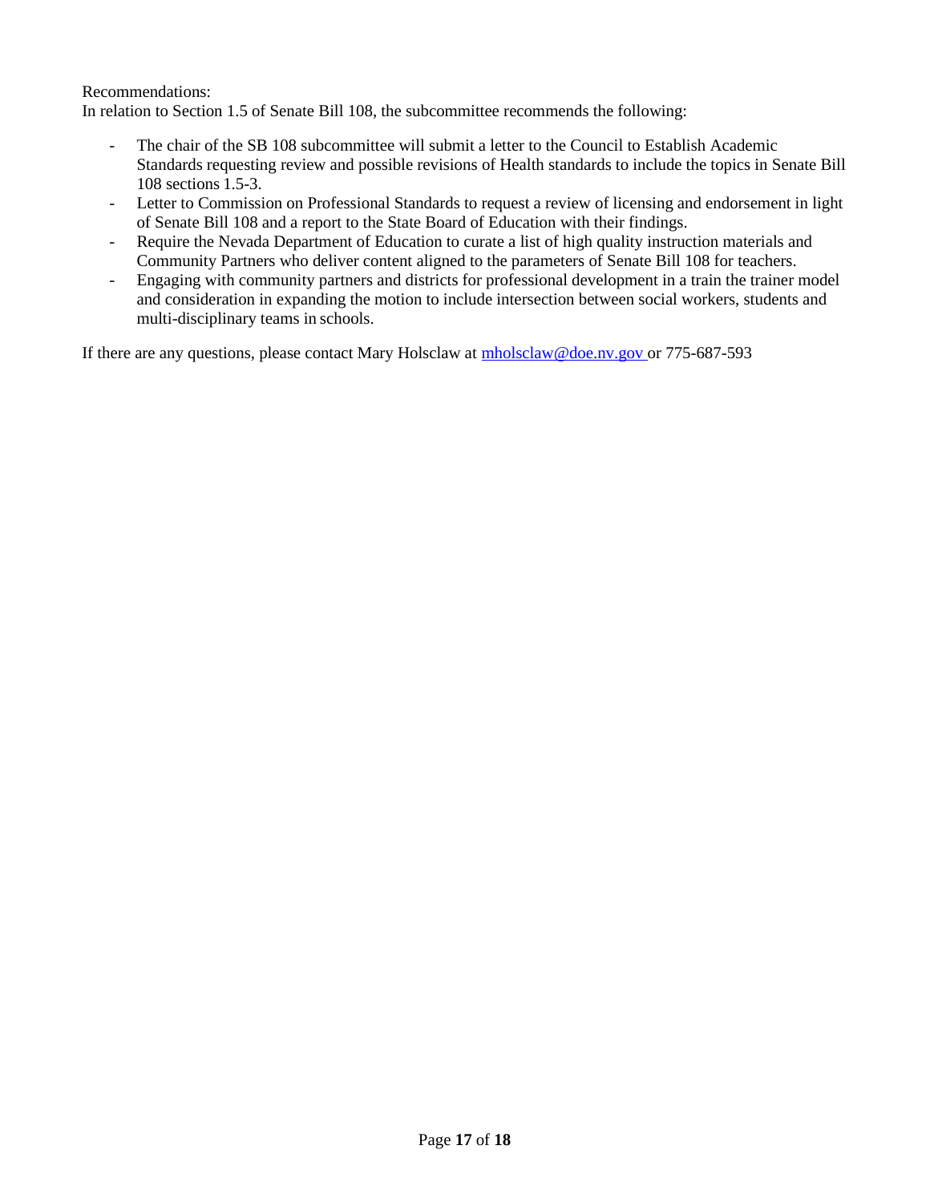Recommendations:
In relation to Section 1.5 of Senate Bill 108, the subcommittee recommends the following:

- The chair of the SB 108 subcommittee will submit a letter to the Council to Establish Academic Standards requesting review and possible revisions of Health standards to include the topics in Senate Bill 108 sections 1.5-3.
- Letter to Commission on Professional Standards to request a review of licensing and endorsement in light of Senate Bill 108 and a report to the State Board of Education with their findings.
- Require the Nevada Department of Education to curate a list of high quality instruction materials and Community Partners who deliver content aligned to the parameters of Senate Bill 108 for teachers.
- Engaging with community partners and districts for professional development in a train the trainer model and consideration in expanding the motion to include intersection between social workers, students and multi-disciplinary teams in schools.

If there are any questions, please contact Mary Holsclaw at [mholsclaw@doe.nv.gov](mailto:mholsclaw@doe.nv.gov) or 775-687-593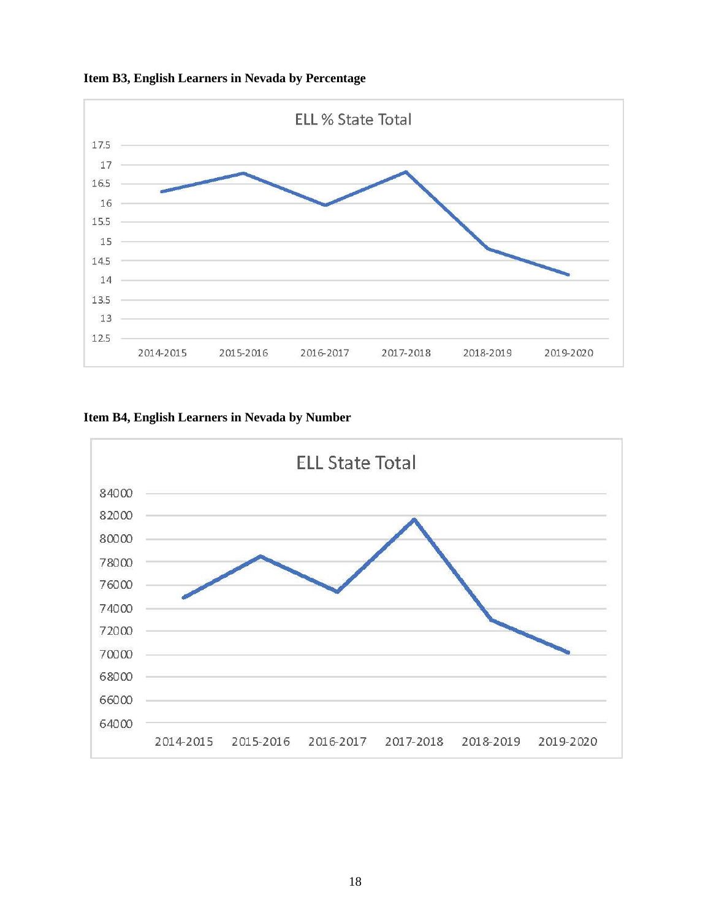**Item B3, English Learners in Nevada by Percentage**

ELL % State Total

17.5
17
16.5
16
15.5
15
14.5
14
13.5
13
12.5

2014-2015
2015-2016
2016-2017
2017-2018
2018-2019
2019-2020

**Item B4, English Learners in Nevada by Number**

ELL State Total

84000
82000
80000
78000
76000
74000
72000
70000
68000
66000
64000

2014-2015
2015-2016
2016-2017
2017-2018
2018-2019
2019-2020